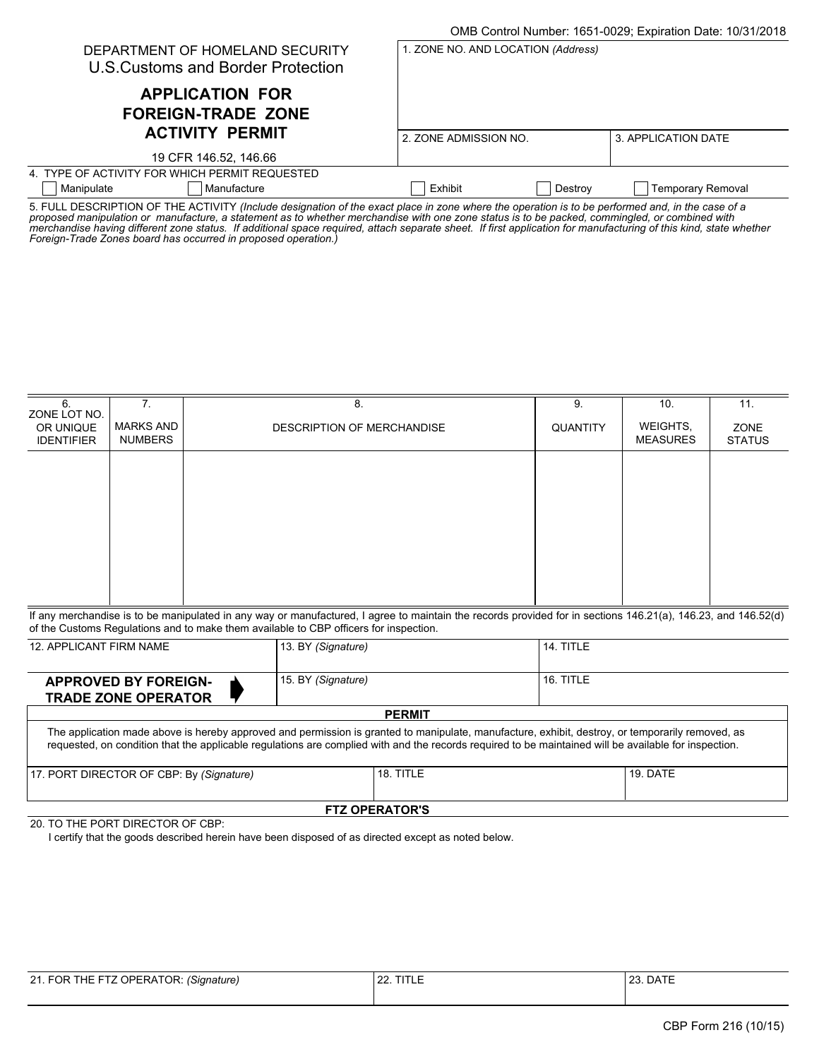OMB Control Number: 1651-0029; Expiration Date: 10/31/2018

DEPARTMENT OF HOMELAND SECURITY
U.S.Customs and Border Protection

# APPLICATION FOR FOREIGN-TRADE ZONE ACTIVITY PERMIT

19 CFR 146.52, 146.66

1. ZONE NO. AND LOCATION *(Address)*

2. ZONE ADMISSION NO.

3. APPLICATION DATE

4. TYPE OF ACTIVITY FOR WHICH PERMIT REQUESTED

☐ Manipulate ☐ Manufacture ☐ Exhibit ☐ Destroy ☐ Temporary Removal

5. FULL DESCRIPTION OF THE ACTIVITY *(Include designation of the exact place in zone where the operation is to be performed and, in the case of a proposed manipulation or manufacture, a statement as to whether merchandise with one zone status is to be packed, commingled, or combined with merchandise having different zone status. If additional space required, attach separate sheet. If first application for manufacturing of this kind, state whether Foreign-Trade Zones board has occurred in proposed operation.)*

| 6. ZONE LOT NO. OR UNIQUE IDENTIFIER | 7. MARKS AND NUMBERS | 8. DESCRIPTION OF MERCHANDISE | 9. QUANTITY | 10. WEIGHTS, MEASURES | 11. ZONE STATUS |
|---|---|---|---|---|---|
| | | | | | |

If any merchandise is to be manipulated in any way or manufactured, I agree to maintain the records provided for in sections 146.21(a), 146.23, and 146.52(d) of the Customs Regulations and to make them available to CBP officers for inspection.

| 12. APPLICANT FIRM NAME | 13. BY *(Signature)* | 14. TITLE |
|---|---|---|
| **APPROVED BY FOREIGN-TRADE ZONE OPERATOR** | 15. BY *(Signature)* | 16. TITLE |

## PERMIT

The application made above is hereby approved and permission is granted to manipulate, manufacture, exhibit, destroy, or temporarily removed, as requested, on condition that the applicable regulations are complied with and the records required to be maintained will be available for inspection.

| 17. PORT DIRECTOR OF CBP: By *(Signature)* | 18. TITLE | 19. DATE |
|---|---|---|
| | | |

## FTZ OPERATOR'S

20. TO THE PORT DIRECTOR OF CBP:

I certify that the goods described herein have been disposed of as directed except as noted below.

| 21. FOR THE FTZ OPERATOR: *(Signature)* | 22. TITLE | 23. DATE |
|---|---|---|
| | | |

CBP Form 216 (10/15)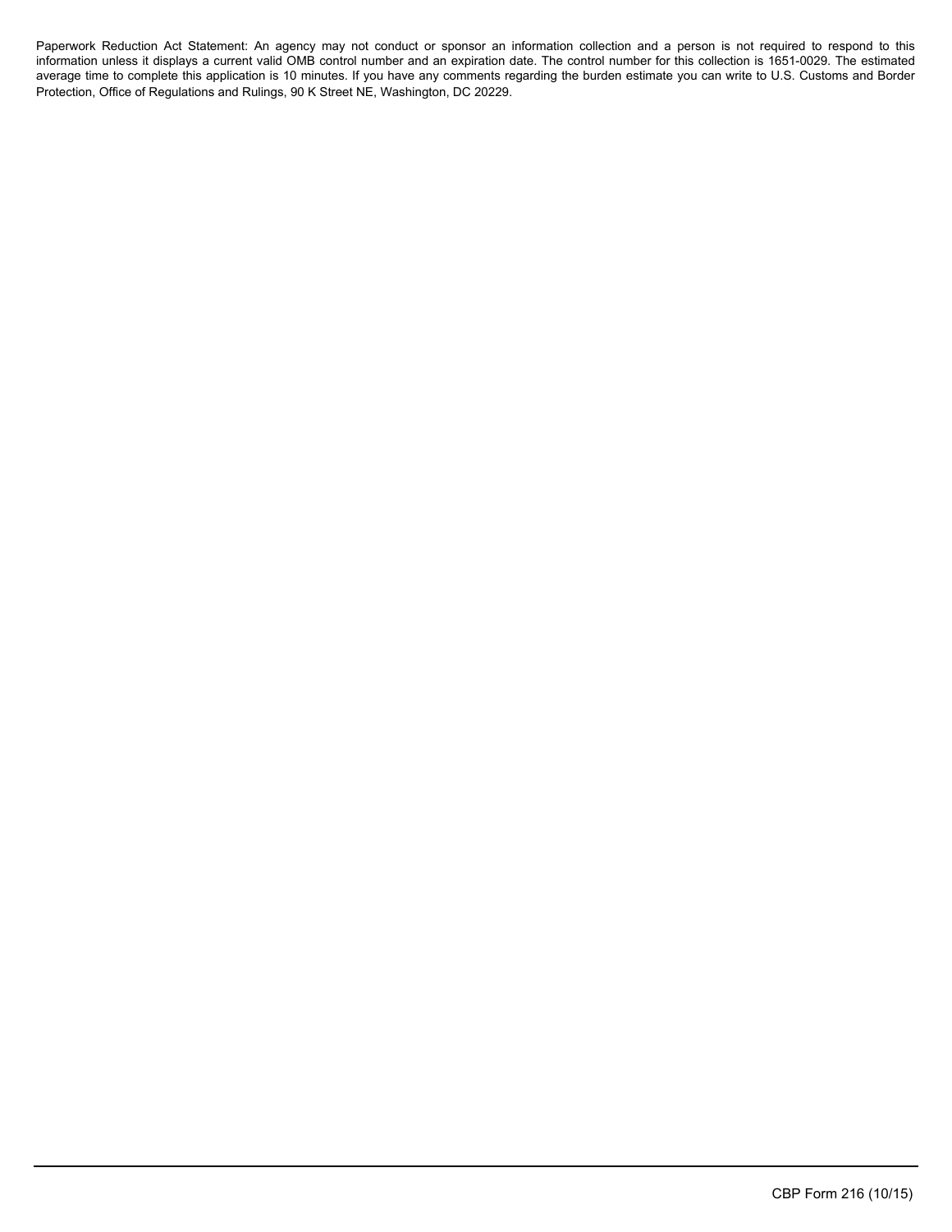Paperwork Reduction Act Statement: An agency may not conduct or sponsor an information collection and a person is not required to respond to this information unless it displays a current valid OMB control number and an expiration date. The control number for this collection is 1651-0029. The estimated average time to complete this application is 10 minutes. If you have any comments regarding the burden estimate you can write to U.S. Customs and Border Protection, Office of Regulations and Rulings, 90 K Street NE, Washington, DC 20229.

CBP Form 216 (10/15)